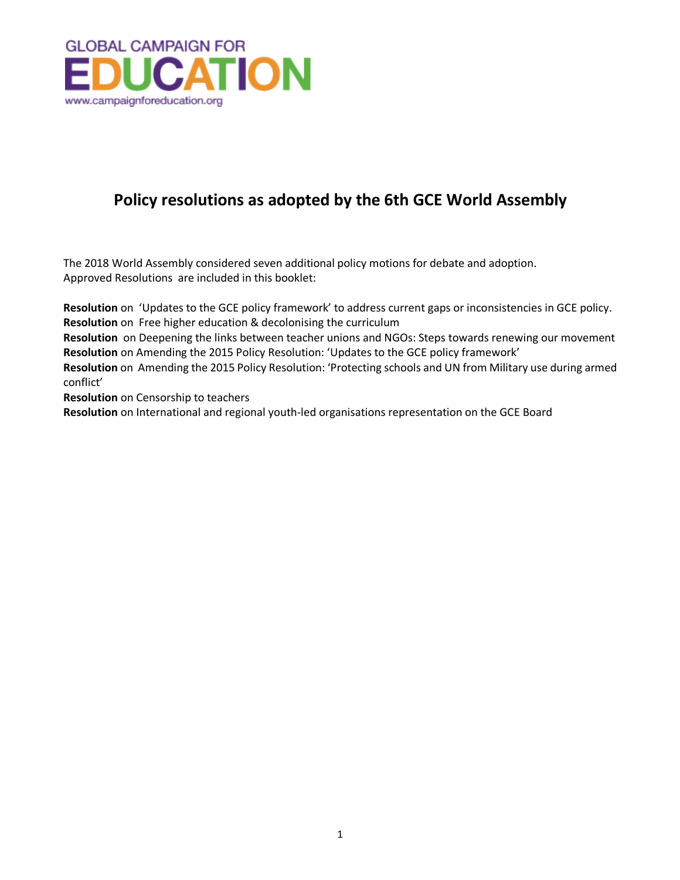GLOBAL CAMPAIGN FOR
EDUCATION
www.campaignforeducation.org

# Policy resolutions as adopted by the 6th GCE World Assembly

The 2018 World Assembly considered seven additional policy motions for debate and adoption. Approved Resolutions are included in this booklet:

**Resolution** on 'Updates to the GCE policy framework' to address current gaps or inconsistencies in GCE policy.
**Resolution** on Free higher education & decolonising the curriculum
**Resolution** on Deepening the links between teacher unions and NGOs: Steps towards renewing our movement
**Resolution** on Amending the 2015 Policy Resolution: 'Updates to the GCE policy framework'
**Resolution** on Amending the 2015 Policy Resolution: 'Protecting schools and UN from Military use during armed conflict'
**Resolution** on Censorship to teachers
**Resolution** on International and regional youth-led organisations representation on the GCE Board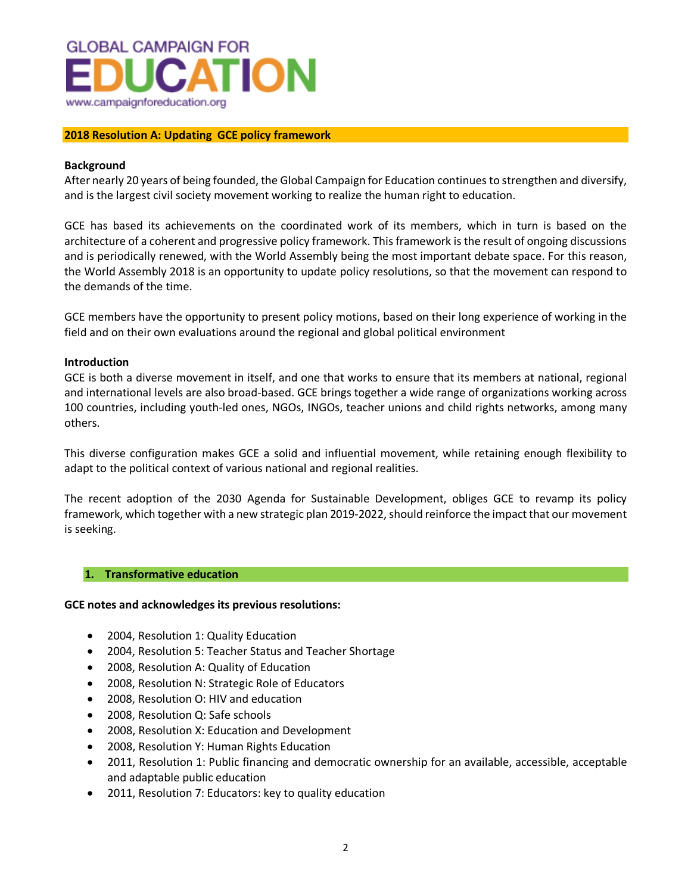GLOBAL CAMPAIGN FOR
EDUCATION
www.campaignforeducation.org

## 2018 Resolution A: Updating GCE policy framework

**Background**

After nearly 20 years of being founded, the Global Campaign for Education continues to strengthen and diversify, and is the largest civil society movement working to realize the human right to education.

GCE has based its achievements on the coordinated work of its members, which in turn is based on the architecture of a coherent and progressive policy framework. This framework is the result of ongoing discussions and is periodically renewed, with the World Assembly being the most important debate space. For this reason, the World Assembly 2018 is an opportunity to update policy resolutions, so that the movement can respond to the demands of the time.

GCE members have the opportunity to present policy motions, based on their long experience of working in the field and on their own evaluations around the regional and global political environment

**Introduction**

GCE is both a diverse movement in itself, and one that works to ensure that its members at national, regional and international levels are also broad-based. GCE brings together a wide range of organizations working across 100 countries, including youth-led ones, NGOs, INGOs, teacher unions and child rights networks, among many others.

This diverse configuration makes GCE a solid and influential movement, while retaining enough flexibility to adapt to the political context of various national and regional realities.

The recent adoption of the 2030 Agenda for Sustainable Development, obliges GCE to revamp its policy framework, which together with a new strategic plan 2019-2022, should reinforce the impact that our movement is seeking.

### 1. Transformative education

**GCE notes and acknowledges its previous resolutions:**

- 2004, Resolution 1: Quality Education
- 2004, Resolution 5: Teacher Status and Teacher Shortage
- 2008, Resolution A: Quality of Education
- 2008, Resolution N: Strategic Role of Educators
- 2008, Resolution O: HIV and education
- 2008, Resolution Q: Safe schools
- 2008, Resolution X: Education and Development
- 2008, Resolution Y: Human Rights Education
- 2011, Resolution 1: Public financing and democratic ownership for an available, accessible, acceptable and adaptable public education
- 2011, Resolution 7: Educators: key to quality education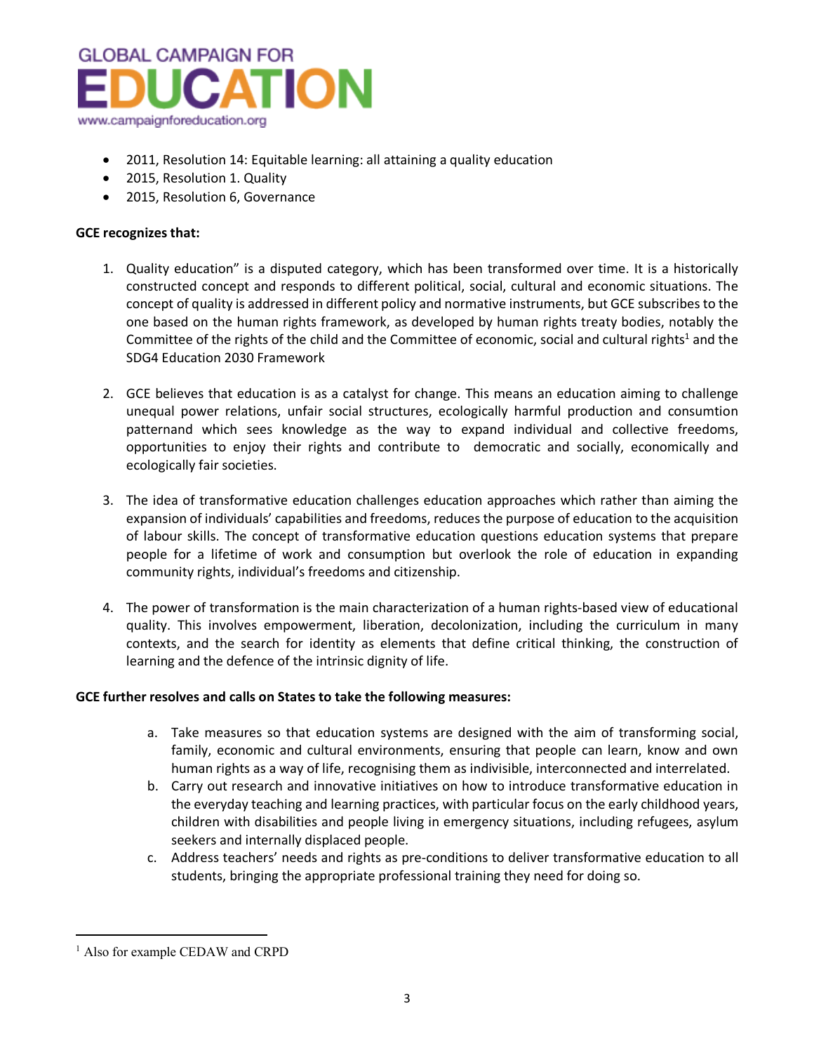- 2011, Resolution 14: Equitable learning: all attaining a quality education
- 2015, Resolution 1. Quality
- 2015, Resolution 6, Governance

**GCE recognizes that:**

1. Quality education" is a disputed category, which has been transformed over time. It is a historically constructed concept and responds to different political, social, cultural and economic situations. The concept of quality is addressed in different policy and normative instruments, but GCE subscribes to the one based on the human rights framework, as developed by human rights treaty bodies, notably the Committee of the rights of the child and the Committee of economic, social and cultural rights[1] and the SDG4 Education 2030 Framework

2. GCE believes that education is as a catalyst for change. This means an education aiming to challenge unequal power relations, unfair social structures, ecologically harmful production and consumtion patternand which sees knowledge as the way to expand individual and collective freedoms, opportunities to enjoy their rights and contribute to democratic and socially, economically and ecologically fair societies.

3. The idea of transformative education challenges education approaches which rather than aiming the expansion of individuals' capabilities and freedoms, reduces the purpose of education to the acquisition of labour skills. The concept of transformative education questions education systems that prepare people for a lifetime of work and consumption but overlook the role of education in expanding community rights, individual's freedoms and citizenship.

4. The power of transformation is the main characterization of a human rights-based view of educational quality. This involves empowerment, liberation, decolonization, including the curriculum in many contexts, and the search for identity as elements that define critical thinking, the construction of learning and the defence of the intrinsic dignity of life.

**GCE further resolves and calls on States to take the following measures:**

a. Take measures so that education systems are designed with the aim of transforming social, family, economic and cultural environments, ensuring that people can learn, know and own human rights as a way of life, recognising them as indivisible, interconnected and interrelated.
b. Carry out research and innovative initiatives on how to introduce transformative education in the everyday teaching and learning practices, with particular focus on the early childhood years, children with disabilities and people living in emergency situations, including refugees, asylum seekers and internally displaced people.
c. Address teachers' needs and rights as pre-conditions to deliver transformative education to all students, bringing the appropriate professional training they need for doing so.

[1] Also for example CEDAW and CRPD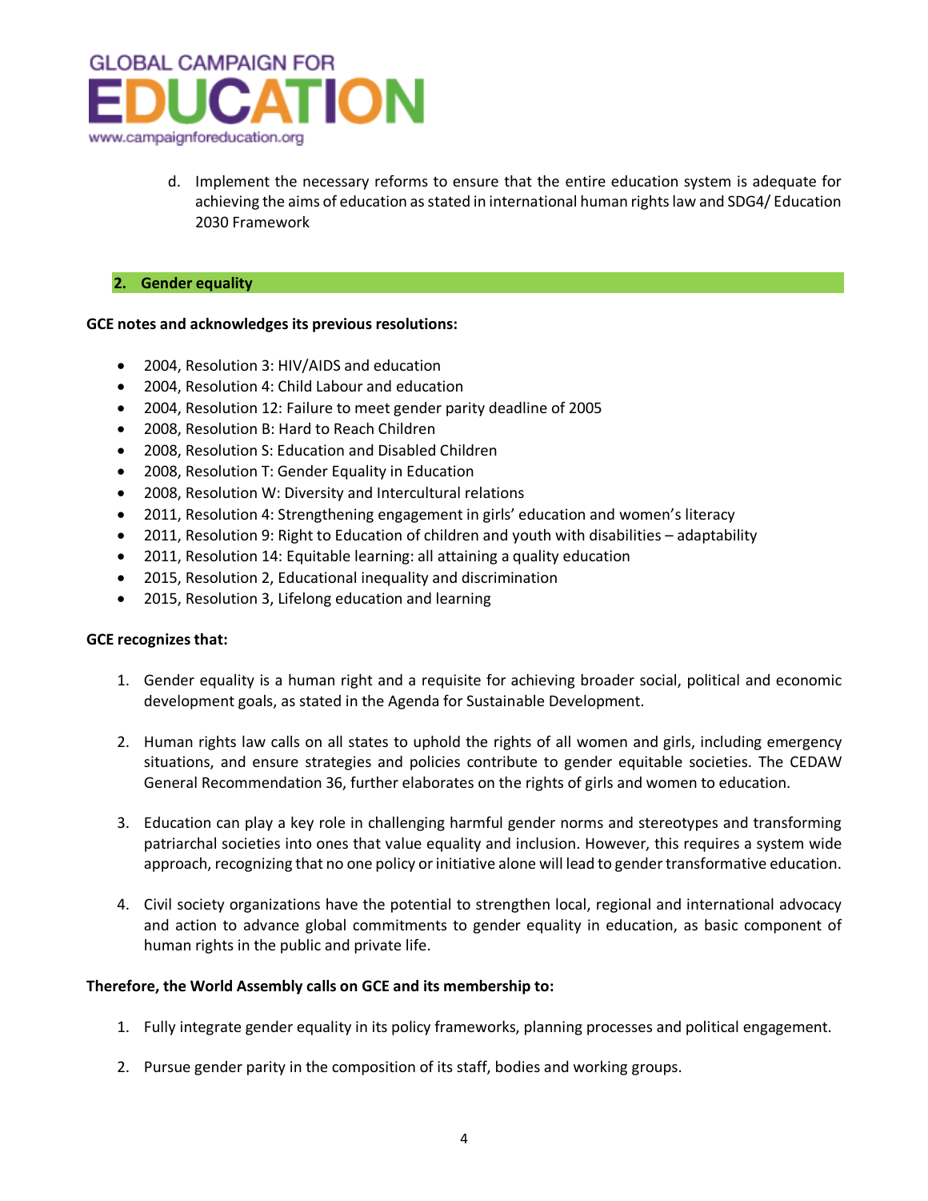d. Implement the necessary reforms to ensure that the entire education system is adequate for achieving the aims of education as stated in international human rights law and SDG4/ Education 2030 Framework

## 2. Gender equality

**GCE notes and acknowledges its previous resolutions:**

- 2004, Resolution 3: HIV/AIDS and education
- 2004, Resolution 4: Child Labour and education
- 2004, Resolution 12: Failure to meet gender parity deadline of 2005
- 2008, Resolution B: Hard to Reach Children
- 2008, Resolution S: Education and Disabled Children
- 2008, Resolution T: Gender Equality in Education
- 2008, Resolution W: Diversity and Intercultural relations
- 2011, Resolution 4: Strengthening engagement in girls' education and women's literacy
- 2011, Resolution 9: Right to Education of children and youth with disabilities – adaptability
- 2011, Resolution 14: Equitable learning: all attaining a quality education
- 2015, Resolution 2, Educational inequality and discrimination
- 2015, Resolution 3, Lifelong education and learning

**GCE recognizes that:**

1. Gender equality is a human right and a requisite for achieving broader social, political and economic development goals, as stated in the Agenda for Sustainable Development.

2. Human rights law calls on all states to uphold the rights of all women and girls, including emergency situations, and ensure strategies and policies contribute to gender equitable societies. The CEDAW General Recommendation 36, further elaborates on the rights of girls and women to education.

3. Education can play a key role in challenging harmful gender norms and stereotypes and transforming patriarchal societies into ones that value equality and inclusion. However, this requires a system wide approach, recognizing that no one policy or initiative alone will lead to gender transformative education.

4. Civil society organizations have the potential to strengthen local, regional and international advocacy and action to advance global commitments to gender equality in education, as basic component of human rights in the public and private life.

**Therefore, the World Assembly calls on GCE and its membership to:**

1. Fully integrate gender equality in its policy frameworks, planning processes and political engagement.

2. Pursue gender parity in the composition of its staff, bodies and working groups.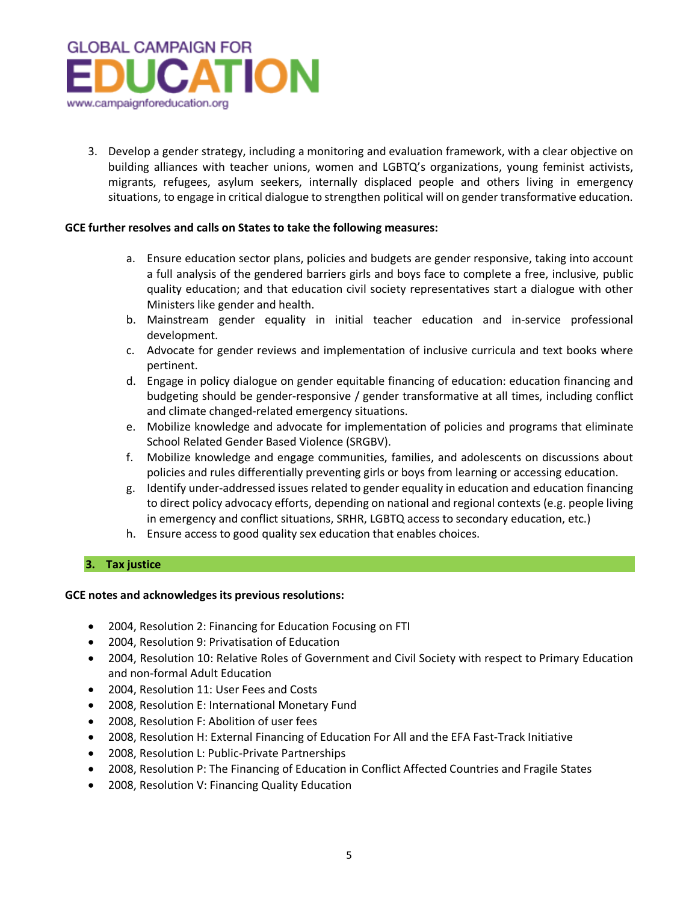3. Develop a gender strategy, including a monitoring and evaluation framework, with a clear objective on building alliances with teacher unions, women and LGBTQ's organizations, young feminist activists, migrants, refugees, asylum seekers, internally displaced people and others living in emergency situations, to engage in critical dialogue to strengthen political will on gender transformative education.

**GCE further resolves and calls on States to take the following measures:**

a. Ensure education sector plans, policies and budgets are gender responsive, taking into account a full analysis of the gendered barriers girls and boys face to complete a free, inclusive, public quality education; and that education civil society representatives start a dialogue with other Ministers like gender and health.
b. Mainstream gender equality in initial teacher education and in-service professional development.
c. Advocate for gender reviews and implementation of inclusive curricula and text books where pertinent.
d. Engage in policy dialogue on gender equitable financing of education: education financing and budgeting should be gender-responsive / gender transformative at all times, including conflict and climate changed-related emergency situations.
e. Mobilize knowledge and advocate for implementation of policies and programs that eliminate School Related Gender Based Violence (SRGBV).
f. Mobilize knowledge and engage communities, families, and adolescents on discussions about policies and rules differentially preventing girls or boys from learning or accessing education.
g. Identify under-addressed issues related to gender equality in education and education financing to direct policy advocacy efforts, depending on national and regional contexts (e.g. people living in emergency and conflict situations, SRHR, LGBTQ access to secondary education, etc.)
h. Ensure access to good quality sex education that enables choices.

## 3. Tax justice

**GCE notes and acknowledges its previous resolutions:**

- 2004, Resolution 2: Financing for Education Focusing on FTI
- 2004, Resolution 9: Privatisation of Education
- 2004, Resolution 10: Relative Roles of Government and Civil Society with respect to Primary Education and non-formal Adult Education
- 2004, Resolution 11: User Fees and Costs
- 2008, Resolution E: International Monetary Fund
- 2008, Resolution F: Abolition of user fees
- 2008, Resolution H: External Financing of Education For All and the EFA Fast-Track Initiative
- 2008, Resolution L: Public-Private Partnerships
- 2008, Resolution P: The Financing of Education in Conflict Affected Countries and Fragile States
- 2008, Resolution V: Financing Quality Education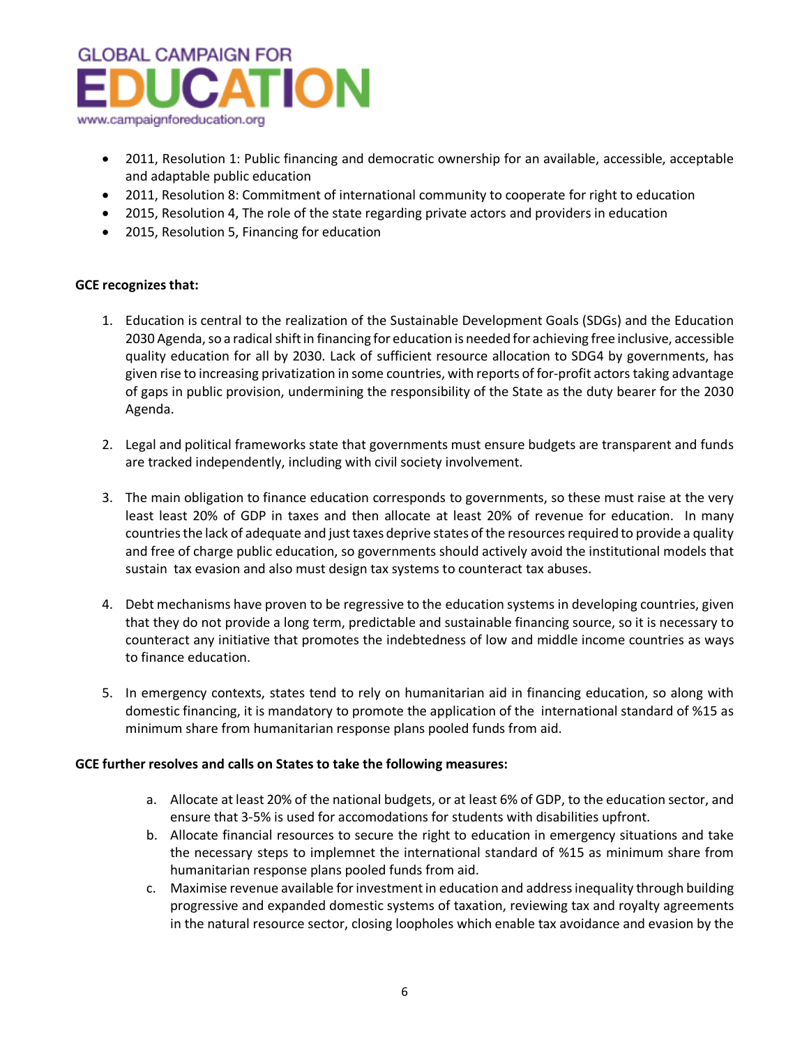- 2011, Resolution 1: Public financing and democratic ownership for an available, accessible, acceptable and adaptable public education
- 2011, Resolution 8: Commitment of international community to cooperate for right to education
- 2015, Resolution 4, The role of the state regarding private actors and providers in education
- 2015, Resolution 5, Financing for education

**GCE recognizes that:**

1. Education is central to the realization of the Sustainable Development Goals (SDGs) and the Education 2030 Agenda, so a radical shift in financing for education is needed for achieving free inclusive, accessible quality education for all by 2030. Lack of sufficient resource allocation to SDG4 by governments, has given rise to increasing privatization in some countries, with reports of for-profit actors taking advantage of gaps in public provision, undermining the responsibility of the State as the duty bearer for the 2030 Agenda.

2. Legal and political frameworks state that governments must ensure budgets are transparent and funds are tracked independently, including with civil society involvement.

3. The main obligation to finance education corresponds to governments, so these must raise at the very least least 20% of GDP in taxes and then allocate at least 20% of revenue for education. In many countries the lack of adequate and just taxes deprive states of the resources required to provide a quality and free of charge public education, so governments should actively avoid the institutional models that sustain tax evasion and also must design tax systems to counteract tax abuses.

4. Debt mechanisms have proven to be regressive to the education systems in developing countries, given that they do not provide a long term, predictable and sustainable financing source, so it is necessary to counteract any initiative that promotes the indebtedness of low and middle income countries as ways to finance education.

5. In emergency contexts, states tend to rely on humanitarian aid in financing education, so along with domestic financing, it is mandatory to promote the application of the international standard of %15 as minimum share from humanitarian response plans pooled funds from aid.

**GCE further resolves and calls on States to take the following measures:**

a. Allocate at least 20% of the national budgets, or at least 6% of GDP, to the education sector, and ensure that 3-5% is used for accomodations for students with disabilities upfront.
b. Allocate financial resources to secure the right to education in emergency situations and take the necessary steps to implmennet the international standard of %15 as minimum share from humanitarian response plans pooled funds from aid.
c. Maximise revenue available for investment in education and address inequality through building progressive and expanded domestic systems of taxation, reviewing tax and royalty agreements in the natural resource sector, closing loopholes which enable tax avoidance and evasion by the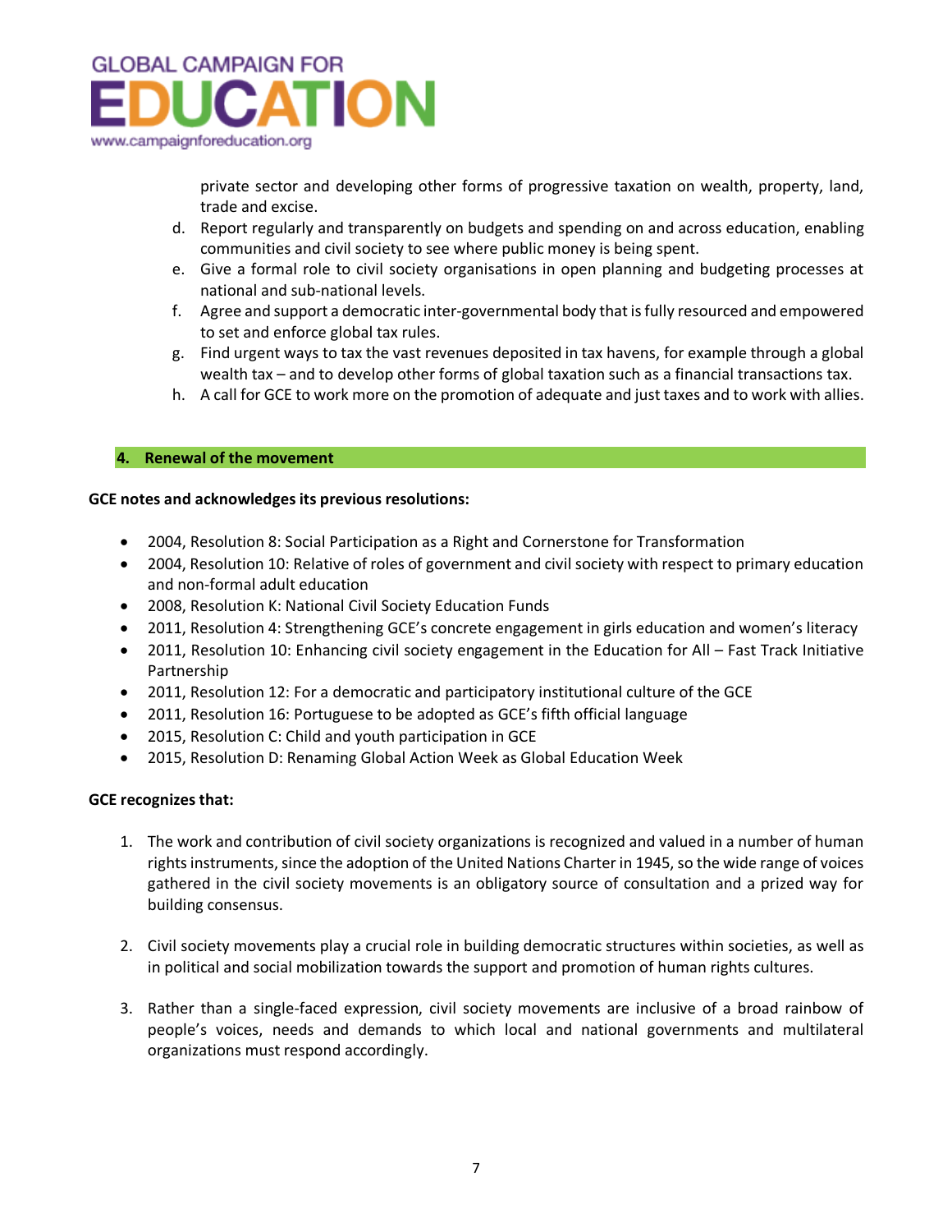private sector and developing other forms of progressive taxation on wealth, property, land, trade and excise.

d. Report regularly and transparently on budgets and spending on and across education, enabling communities and civil society to see where public money is being spent.
e. Give a formal role to civil society organisations in open planning and budgeting processes at national and sub-national levels.
f. Agree and support a democratic inter-governmental body that is fully resourced and empowered to set and enforce global tax rules.
g. Find urgent ways to tax the vast revenues deposited in tax havens, for example through a global wealth tax – and to develop other forms of global taxation such as a financial transactions tax.
h. A call for GCE to work more on the promotion of adequate and just taxes and to work with allies.

## 4. Renewal of the movement

**GCE notes and acknowledges its previous resolutions:**

- 2004, Resolution 8: Social Participation as a Right and Cornerstone for Transformation
- 2004, Resolution 10: Relative of roles of government and civil society with respect to primary education and non-formal adult education
- 2008, Resolution K: National Civil Society Education Funds
- 2011, Resolution 4: Strengthening GCE's concrete engagement in girls education and women's literacy
- 2011, Resolution 10: Enhancing civil society engagement in the Education for All – Fast Track Initiative Partnership
- 2011, Resolution 12: For a democratic and participatory institutional culture of the GCE
- 2011, Resolution 16: Portuguese to be adopted as GCE's fifth official language
- 2015, Resolution C: Child and youth participation in GCE
- 2015, Resolution D: Renaming Global Action Week as Global Education Week

**GCE recognizes that:**

1. The work and contribution of civil society organizations is recognized and valued in a number of human rights instruments, since the adoption of the United Nations Charter in 1945, so the wide range of voices gathered in the civil society movements is an obligatory source of consultation and a prized way for building consensus.

2. Civil society movements play a crucial role in building democratic structures within societies, as well as in political and social mobilization towards the support and promotion of human rights cultures.

3. Rather than a single-faced expression, civil society movements are inclusive of a broad rainbow of people's voices, needs and demands to which local and national governments and multilateral organizations must respond accordingly.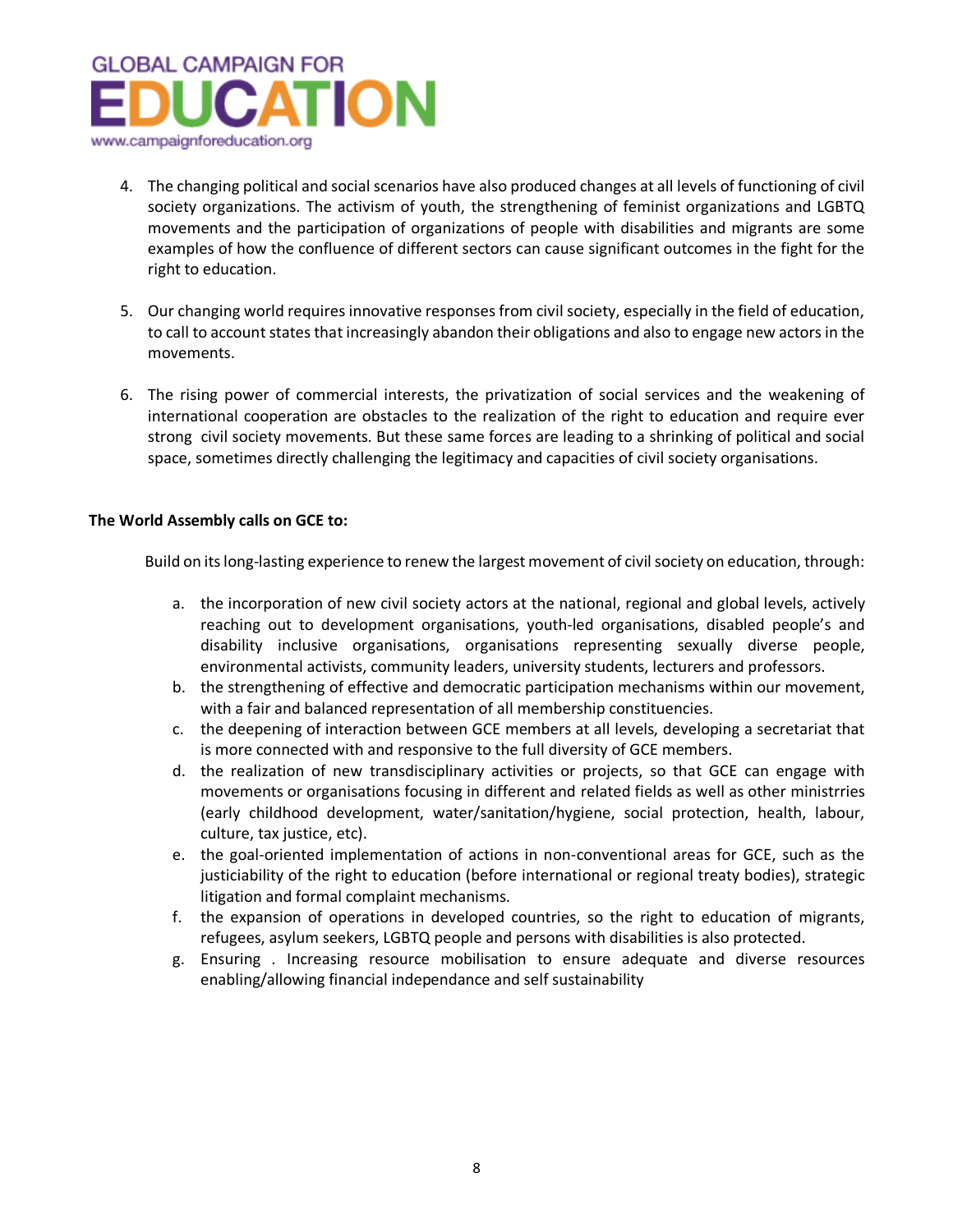4. The changing political and social scenarios have also produced changes at all levels of functioning of civil society organizations. The activism of youth, the strengthening of feminist organizations and LGBTQ movements and the participation of organizations of people with disabilities and migrants are some examples of how the confluence of different sectors can cause significant outcomes in the fight for the right to education.

5. Our changing world requires innovative responses from civil society, especially in the field of education, to call to account states that increasingly abandon their obligations and also to engage new actors in the movements.

6. The rising power of commercial interests, the privatization of social services and the weakening of international cooperation are obstacles to the realization of the right to education and require ever strong civil society movements. But these same forces are leading to a shrinking of political and social space, sometimes directly challenging the legitimacy and capacities of civil society organisations.

**The World Assembly calls on GCE to:**

Build on its long-lasting experience to renew the largest movement of civil society on education, through:

a. the incorporation of new civil society actors at the national, regional and global levels, actively reaching out to development organisations, youth-led organisations, disabled people's and disability inclusive organisations, organisations representing sexually diverse people, environmental activists, community leaders, university students, lecturers and professors.
b. the strengthening of effective and democratic participation mechanisms within our movement, with a fair and balanced representation of all membership constituencies.
c. the deepening of interaction between GCE members at all levels, developing a secretariat that is more connected with and responsive to the full diversity of GCE members.
d. the realization of new transdisciplinary activities or projects, so that GCE can engage with movements or organisations focusing in different and related fields as well as other ministrries (early childhood development, water/sanitation/hygiene, social protection, health, labour, culture, tax justice, etc).
e. the goal-oriented implementation of actions in non-conventional areas for GCE, such as the justiciability of the right to education (before international or regional treaty bodies), strategic litigation and formal complaint mechanisms.
f. the expansion of operations in developed countries, so the right to education of migrants, refugees, asylum seekers, LGBTQ people and persons with disabilities is also protected.
g. Ensuring . Increasing resource mobilisation to ensure adequate and diverse resources enabling/allowing financial independance and self sustainability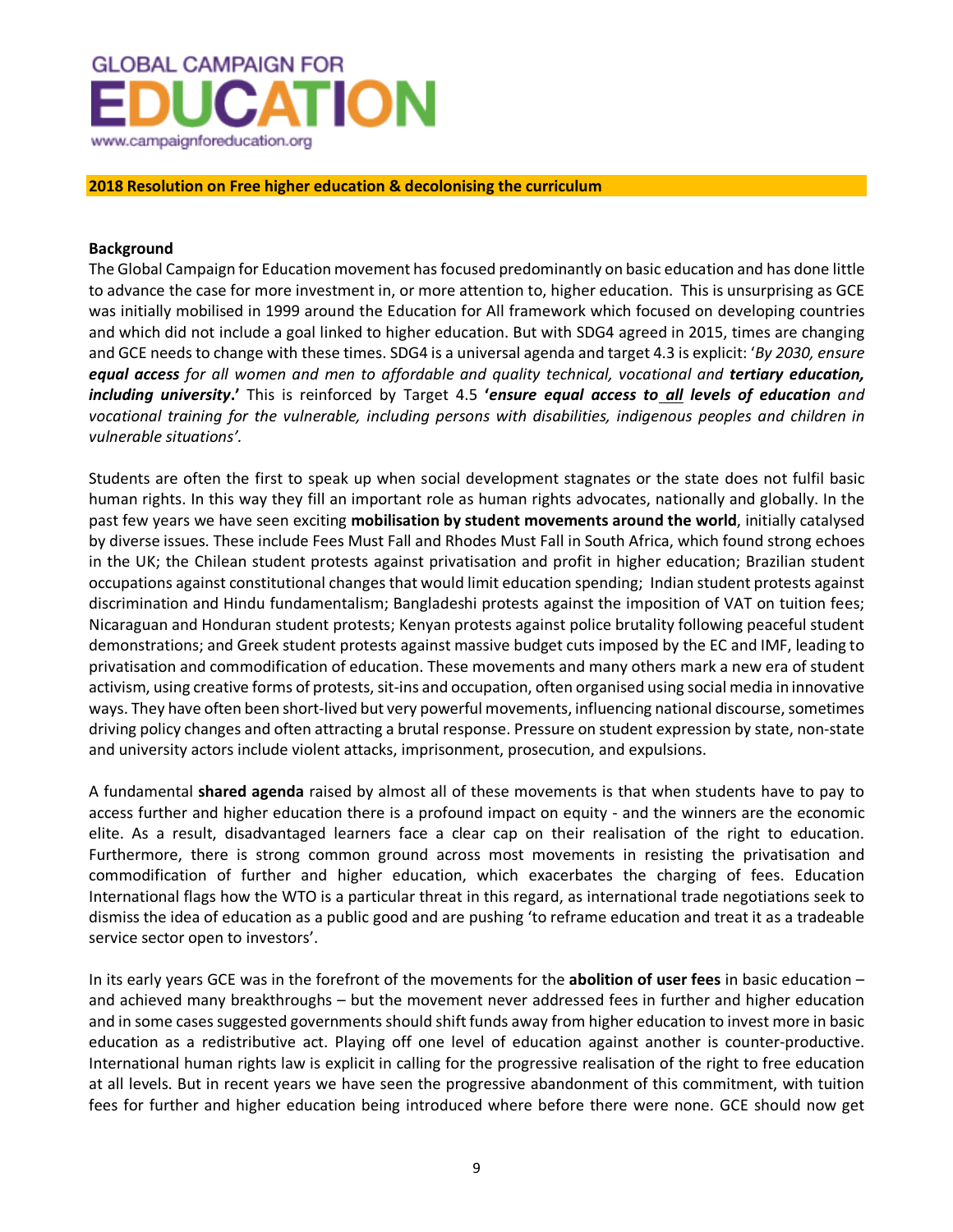GLOBAL CAMPAIGN FOR EDUCATION
www.campaignforeducation.org

**2018 Resolution on Free higher education & decolonising the curriculum**

**Background**

The Global Campaign for Education movement has focused predominantly on basic education and has done little to advance the case for more investment in, or more attention to, higher education. This is unsurprising as GCE was initially mobilised in 1999 around the Education for All framework which focused on developing countries and which did not include a goal linked to higher education. But with SDG4 agreed in 2015, times are changing and GCE needs to change with these times. SDG4 is a universal agenda and target 4.3 is explicit: '*By 2030, ensure **equal access** for all women and men to affordable and quality technical, vocational and **tertiary education, including university**.*' This is reinforced by Target 4.5 '***ensure equal access to all levels of education** and vocational training for the vulnerable, including persons with disabilities, indigenous peoples and children in vulnerable situations'.*

Students are often the first to speak up when social development stagnates or the state does not fulfil basic human rights. In this way they fill an important role as human rights advocates, nationally and globally. In the past few years we have seen exciting **mobilisation by student movements around the world**, initially catalysed by diverse issues. These include Fees Must Fall and Rhodes Must Fall in South Africa, which found strong echoes in the UK; the Chilean student protests against privatisation and profit in higher education; Brazilian student occupations against constitutional changes that would limit education spending; Indian student protests against discrimination and Hindu fundamentalism; Bangladeshi protests against the imposition of VAT on tuition fees; Nicaraguan and Honduran student protests; Kenyan protests against police brutality following peaceful student demonstrations; and Greek student protests against massive budget cuts imposed by the EC and IMF, leading to privatisation and commodification of education. These movements and many others mark a new era of student activism, using creative forms of protests, sit-ins and occupation, often organised using social media in innovative ways. They have often been short-lived but very powerful movements, influencing national discourse, sometimes driving policy changes and often attracting a brutal response. Pressure on student expression by state, non-state and university actors include violent attacks, imprisonment, prosecution, and expulsions.

A fundamental **shared agenda** raised by almost all of these movements is that when students have to pay to access further and higher education there is a profound impact on equity - and the winners are the economic elite. As a result, disadvantaged learners face a clear cap on their realisation of the right to education. Furthermore, there is strong common ground across most movements in resisting the privatisation and commodification of further and higher education, which exacerbates the charging of fees. Education International flags how the WTO is a particular threat in this regard, as international trade negotiations seek to dismiss the idea of education as a public good and are pushing 'to reframe education and treat it as a tradeable service sector open to investors'.

In its early years GCE was in the forefront of the movements for the **abolition of user fees** in basic education – and achieved many breakthroughs – but the movement never addressed fees in further and higher education and in some cases suggested governments should shift funds away from higher education to invest more in basic education as a redistributive act. Playing off one level of education against another is counter-productive. International human rights law is explicit in calling for the progressive realisation of the right to free education at all levels. But in recent years we have seen the progressive abandonment of this commitment, with tuition fees for further and higher education being introduced where before there were none. GCE should now get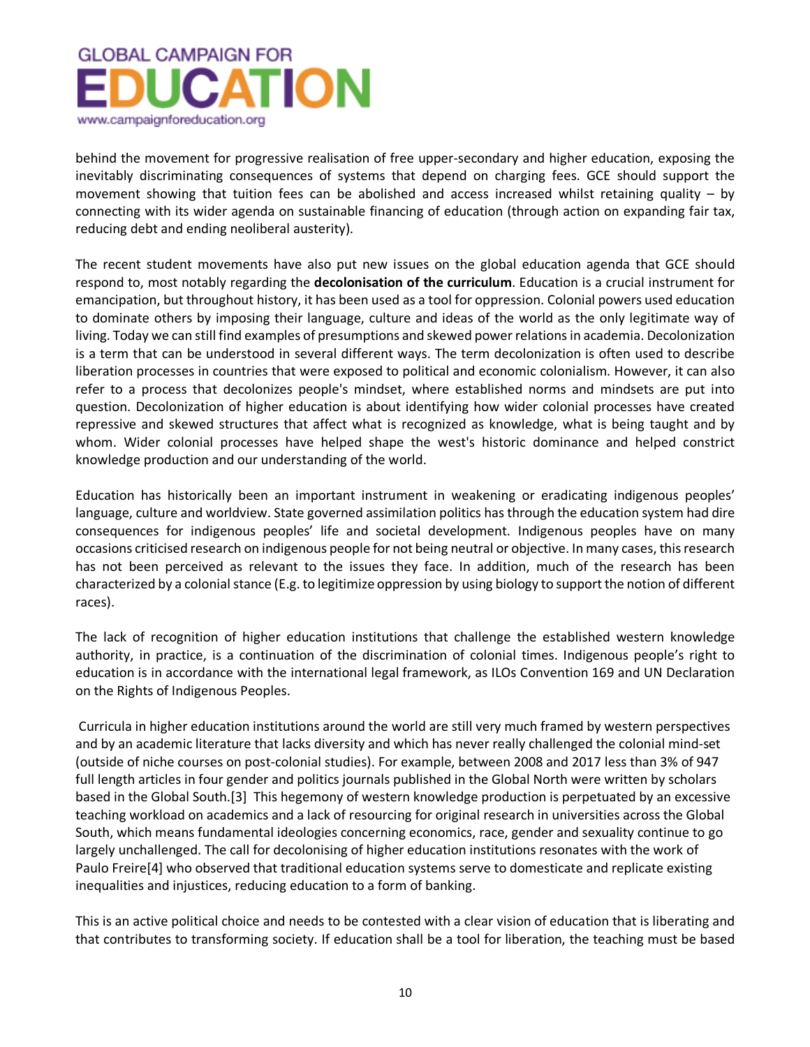behind the movement for progressive realisation of free upper-secondary and higher education, exposing the inevitably discriminating consequences of systems that depend on charging fees. GCE should support the movement showing that tuition fees can be abolished and access increased whilst retaining quality – by connecting with its wider agenda on sustainable financing of education (through action on expanding fair tax, reducing debt and ending neoliberal austerity).

The recent student movements have also put new issues on the global education agenda that GCE should respond to, most notably regarding the **decolonisation of the curriculum**. Education is a crucial instrument for emancipation, but throughout history, it has been used as a tool for oppression. Colonial powers used education to dominate others by imposing their language, culture and ideas of the world as the only legitimate way of living. Today we can still find examples of presumptions and skewed power relations in academia. Decolonization is a term that can be understood in several different ways. The term decolonization is often used to describe liberation processes in countries that were exposed to political and economic colonialism. However, it can also refer to a process that decolonizes people's mindset, where established norms and mindsets are put into question. Decolonization of higher education is about identifying how wider colonial processes have created repressive and skewed structures that affect what is recognized as knowledge, what is being taught and by whom. Wider colonial processes have helped shape the west's historic dominance and helped constrict knowledge production and our understanding of the world.

Education has historically been an important instrument in weakening or eradicating indigenous peoples' language, culture and worldview. State governed assimilation politics has through the education system had dire consequences for indigenous peoples' life and societal development. Indigenous peoples have on many occasions criticised research on indigenous people for not being neutral or objective. In many cases, this research has not been perceived as relevant to the issues they face. In addition, much of the research has been characterized by a colonial stance (E.g. to legitimize oppression by using biology to support the notion of different races).

The lack of recognition of higher education institutions that challenge the established western knowledge authority, in practice, is a continuation of the discrimination of colonial times. Indigenous people's right to education is in accordance with the international legal framework, as ILOs Convention 169 and UN Declaration on the Rights of Indigenous Peoples.

Curricula in higher education institutions around the world are still very much framed by western perspectives and by an academic literature that lacks diversity and which has never really challenged the colonial mind-set (outside of niche courses on post-colonial studies). For example, between 2008 and 2017 less than 3% of 947 full length articles in four gender and politics journals published in the Global North were written by scholars based in the Global South.[3] This hegemony of western knowledge production is perpetuated by an excessive teaching workload on academics and a lack of resourcing for original research in universities across the Global South, which means fundamental ideologies concerning economics, race, gender and sexuality continue to go largely unchallenged. The call for decolonising of higher education institutions resonates with the work of Paulo Freire[4] who observed that traditional education systems serve to domesticate and replicate existing inequalities and injustices, reducing education to a form of banking.

This is an active political choice and needs to be contested with a clear vision of education that is liberating and that contributes to transforming society. If education shall be a tool for liberation, the teaching must be based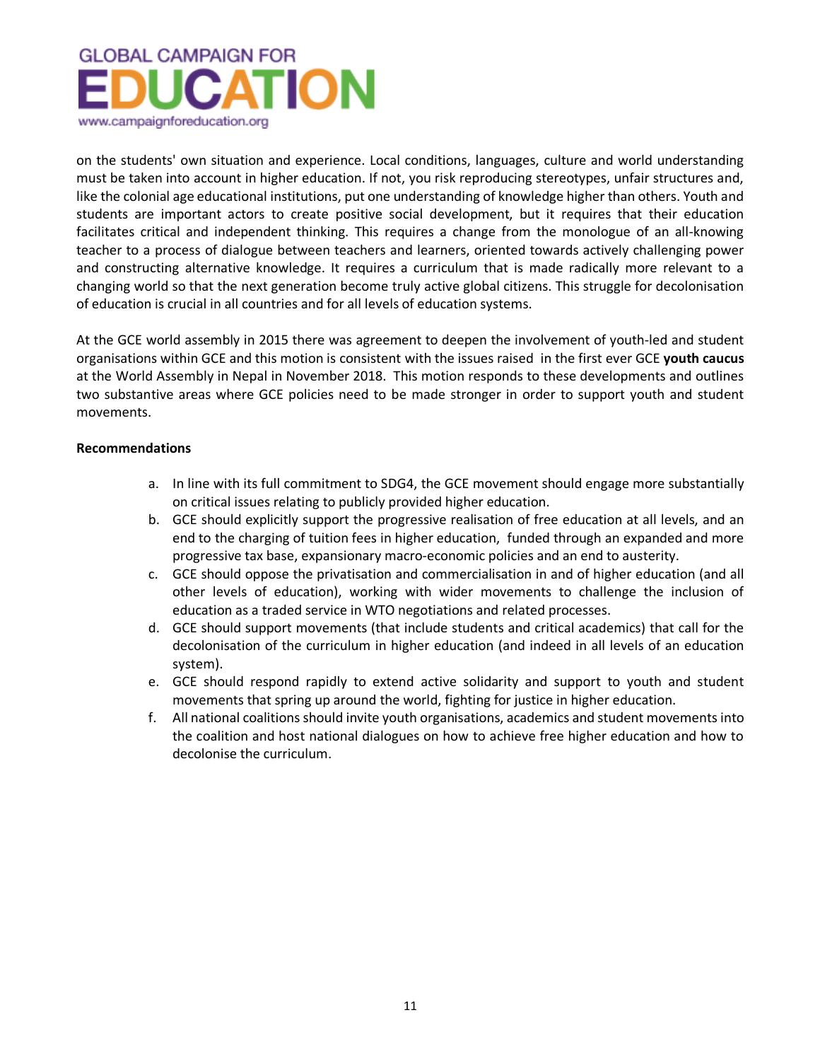on the students' own situation and experience. Local conditions, languages, culture and world understanding must be taken into account in higher education. If not, you risk reproducing stereotypes, unfair structures and, like the colonial age educational institutions, put one understanding of knowledge higher than others. Youth and students are important actors to create positive social development, but it requires that their education facilitates critical and independent thinking. This requires a change from the monologue of an all-knowing teacher to a process of dialogue between teachers and learners, oriented towards actively challenging power and constructing alternative knowledge. It requires a curriculum that is made radically more relevant to a changing world so that the next generation become truly active global citizens. This struggle for decolonisation of education is crucial in all countries and for all levels of education systems.

At the GCE world assembly in 2015 there was agreement to deepen the involvement of youth-led and student organisations within GCE and this motion is consistent with the issues raised in the first ever GCE **youth caucus** at the World Assembly in Nepal in November 2018. This motion responds to these developments and outlines two substantive areas where GCE policies need to be made stronger in order to support youth and student movements.

**Recommendations**

a. In line with its full commitment to SDG4, the GCE movement should engage more substantially on critical issues relating to publicly provided higher education.
b. GCE should explicitly support the progressive realisation of free education at all levels, and an end to the charging of tuition fees in higher education, funded through an expanded and more progressive tax base, expansionary macro-economic policies and an end to austerity.
c. GCE should oppose the privatisation and commercialisation in and of higher education (and all other levels of education), working with wider movements to challenge the inclusion of education as a traded service in WTO negotiations and related processes.
d. GCE should support movements (that include students and critical academics) that call for the decolonisation of the curriculum in higher education (and indeed in all levels of an education system).
e. GCE should respond rapidly to extend active solidarity and support to youth and student movements that spring up around the world, fighting for justice in higher education.
f. All national coalitions should invite youth organisations, academics and student movements into the coalition and host national dialogues on how to achieve free higher education and how to decolonise the curriculum.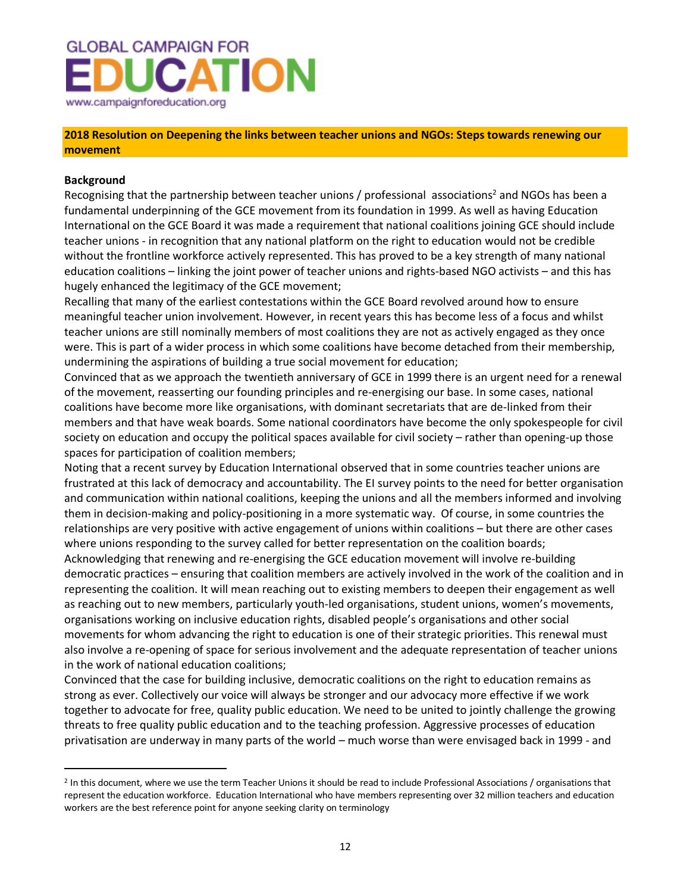**GLOBAL CAMPAIGN FOR EDUCATION**

www.campaignforeducation.org

## 2018 Resolution on Deepening the links between teacher unions and NGOs: Steps towards renewing our movement

**Background**

Recognising that the partnership between teacher unions / professional associations[2] and NGOs has been a fundamental underpinning of the GCE movement from its foundation in 1999. As well as having Education International on the GCE Board it was made a requirement that national coalitions joining GCE should include teacher unions - in recognition that any national platform on the right to education would not be credible without the frontline workforce actively represented. This has proved to be a key strength of many national education coalitions – linking the joint power of teacher unions and rights-based NGO activists – and this has hugely enhanced the legitimacy of the GCE movement;

Recalling that many of the earliest contestations within the GCE Board revolved around how to ensure meaningful teacher union involvement. However, in recent years this has become less of a focus and whilst teacher unions are still nominally members of most coalitions they are not as actively engaged as they once were. This is part of a wider process in which some coalitions have become detached from their membership, undermining the aspirations of building a true social movement for education;

Convinced that as we approach the twentieth anniversary of GCE in 1999 there is an urgent need for a renewal of the movement, reasserting our founding principles and re-energising our base. In some cases, national coalitions have become more like organisations, with dominant secretariats that are de-linked from their members and that have weak boards. Some national coordinators have become the only spokespeople for civil society on education and occupy the political spaces available for civil society – rather than opening-up those spaces for participation of coalition members;

Noting that a recent survey by Education International observed that in some countries teacher unions are frustrated at this lack of democracy and accountability. The EI survey points to the need for better organisation and communication within national coalitions, keeping the unions and all the members informed and involving them in decision-making and policy-positioning in a more systematic way. Of course, in some countries the relationships are very positive with active engagement of unions within coalitions – but there are other cases where unions responding to the survey called for better representation on the coalition boards;

Acknowledging that renewing and re-energising the GCE education movement will involve re-building democratic practices – ensuring that coalition members are actively involved in the work of the coalition and in representing the coalition. It will mean reaching out to existing members to deepen their engagement as well as reaching out to new members, particularly youth-led organisations, student unions, women's movements, organisations working on inclusive education rights, disabled people's organisations and other social movements for whom advancing the right to education is one of their strategic priorities. This renewal must also involve a re-opening of space for serious involvement and the adequate representation of teacher unions in the work of national education coalitions;

Convinced that the case for building inclusive, democratic coalitions on the right to education remains as strong as ever. Collectively our voice will always be stronger and our advocacy more effective if we work together to advocate for free, quality public education. We need to be united to jointly challenge the growing threats to free quality public education and to the teaching profession. Aggressive processes of education privatisation are underway in many parts of the world – much worse than were envisaged back in 1999 - and

[2] In this document, where we use the term Teacher Unions it should be read to include Professional Associations / organisations that represent the education workforce. Education International who have members representing over 32 million teachers and education workers are the best reference point for anyone seeking clarity on terminology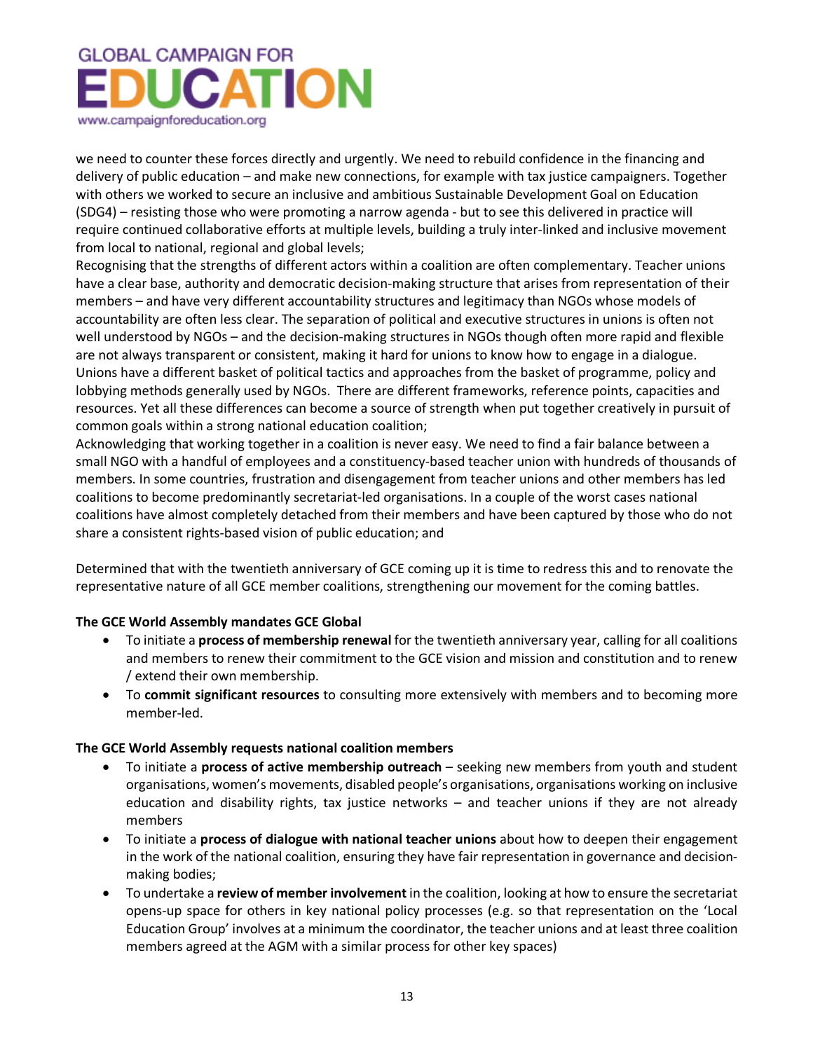we need to counter these forces directly and urgently. We need to rebuild confidence in the financing and delivery of public education – and make new connections, for example with tax justice campaigners. Together with others we worked to secure an inclusive and ambitious Sustainable Development Goal on Education (SDG4) – resisting those who were promoting a narrow agenda - but to see this delivered in practice will require continued collaborative efforts at multiple levels, building a truly inter-linked and inclusive movement from local to national, regional and global levels;

Recognising that the strengths of different actors within a coalition are often complementary. Teacher unions have a clear base, authority and democratic decision-making structure that arises from representation of their members – and have very different accountability structures and legitimacy than NGOs whose models of accountability are often less clear. The separation of political and executive structures in unions is often not well understood by NGOs – and the decision-making structures in NGOs though often more rapid and flexible are not always transparent or consistent, making it hard for unions to know how to engage in a dialogue. Unions have a different basket of political tactics and approaches from the basket of programme, policy and lobbying methods generally used by NGOs. There are different frameworks, reference points, capacities and resources. Yet all these differences can become a source of strength when put together creatively in pursuit of common goals within a strong national education coalition;

Acknowledging that working together in a coalition is never easy. We need to find a fair balance between a small NGO with a handful of employees and a constituency-based teacher union with hundreds of thousands of members. In some countries, frustration and disengagement from teacher unions and other members has led coalitions to become predominantly secretariat-led organisations. In a couple of the worst cases national coalitions have almost completely detached from their members and have been captured by those who do not share a consistent rights-based vision of public education; and

Determined that with the twentieth anniversary of GCE coming up it is time to redress this and to renovate the representative nature of all GCE member coalitions, strengthening our movement for the coming battles.

**The GCE World Assembly mandates GCE Global**

- To initiate a **process of membership renewal** for the twentieth anniversary year, calling for all coalitions and members to renew their commitment to the GCE vision and mission and constitution and to renew / extend their own membership.
- To **commit significant resources** to consulting more extensively with members and to becoming more member-led.

**The GCE World Assembly requests national coalition members**

- To initiate a **process of active membership outreach** – seeking new members from youth and student organisations, women's movements, disabled people's organisations, organisations working on inclusive education and disability rights, tax justice networks – and teacher unions if they are not already members
- To initiate a **process of dialogue with national teacher unions** about how to deepen their engagement in the work of the national coalition, ensuring they have fair representation in governance and decision-making bodies;
- To undertake a **review of member involvement** in the coalition, looking at how to ensure the secretariat opens-up space for others in key national policy processes (e.g. so that representation on the 'Local Education Group' involves at a minimum the coordinator, the teacher unions and at least three coalition members agreed at the AGM with a similar process for other key spaces)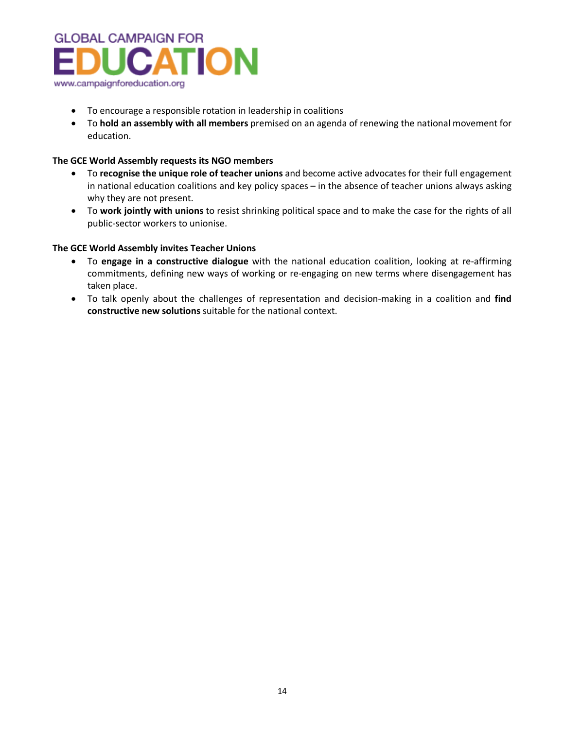- To encourage a responsible rotation in leadership in coalitions
- To **hold an assembly with all members** premised on an agenda of renewing the national movement for education.

**The GCE World Assembly requests its NGO members**

- To **recognise the unique role of teacher unions** and become active advocates for their full engagement in national education coalitions and key policy spaces – in the absence of teacher unions always asking why they are not present.
- To **work jointly with unions** to resist shrinking political space and to make the case for the rights of all public-sector workers to unionise.

**The GCE World Assembly invites Teacher Unions**

- To **engage in a constructive dialogue** with the national education coalition, looking at re-affirming commitments, defining new ways of working or re-engaging on new terms where disengagement has taken place.
- To talk openly about the challenges of representation and decision-making in a coalition and **find constructive new solutions** suitable for the national context.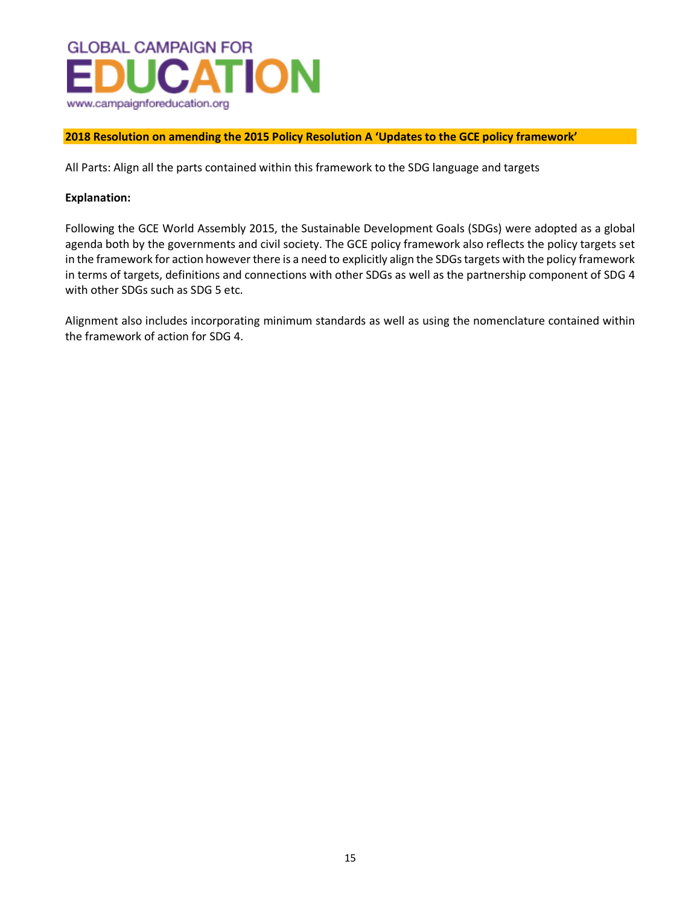**2018 Resolution on amending the 2015 Policy Resolution A 'Updates to the GCE policy framework'**

All Parts: Align all the parts contained within this framework to the SDG language and targets

**Explanation:**

Following the GCE World Assembly 2015, the Sustainable Development Goals (SDGs) were adopted as a global agenda both by the governments and civil society. The GCE policy framework also reflects the policy targets set in the framework for action however there is a need to explicitly align the SDGs targets with the policy framework in terms of targets, definitions and connections with other SDGs as well as the partnership component of SDG 4 with other SDGs such as SDG 5 etc.

Alignment also includes incorporating minimum standards as well as using the nomenclature contained within the framework of action for SDG 4.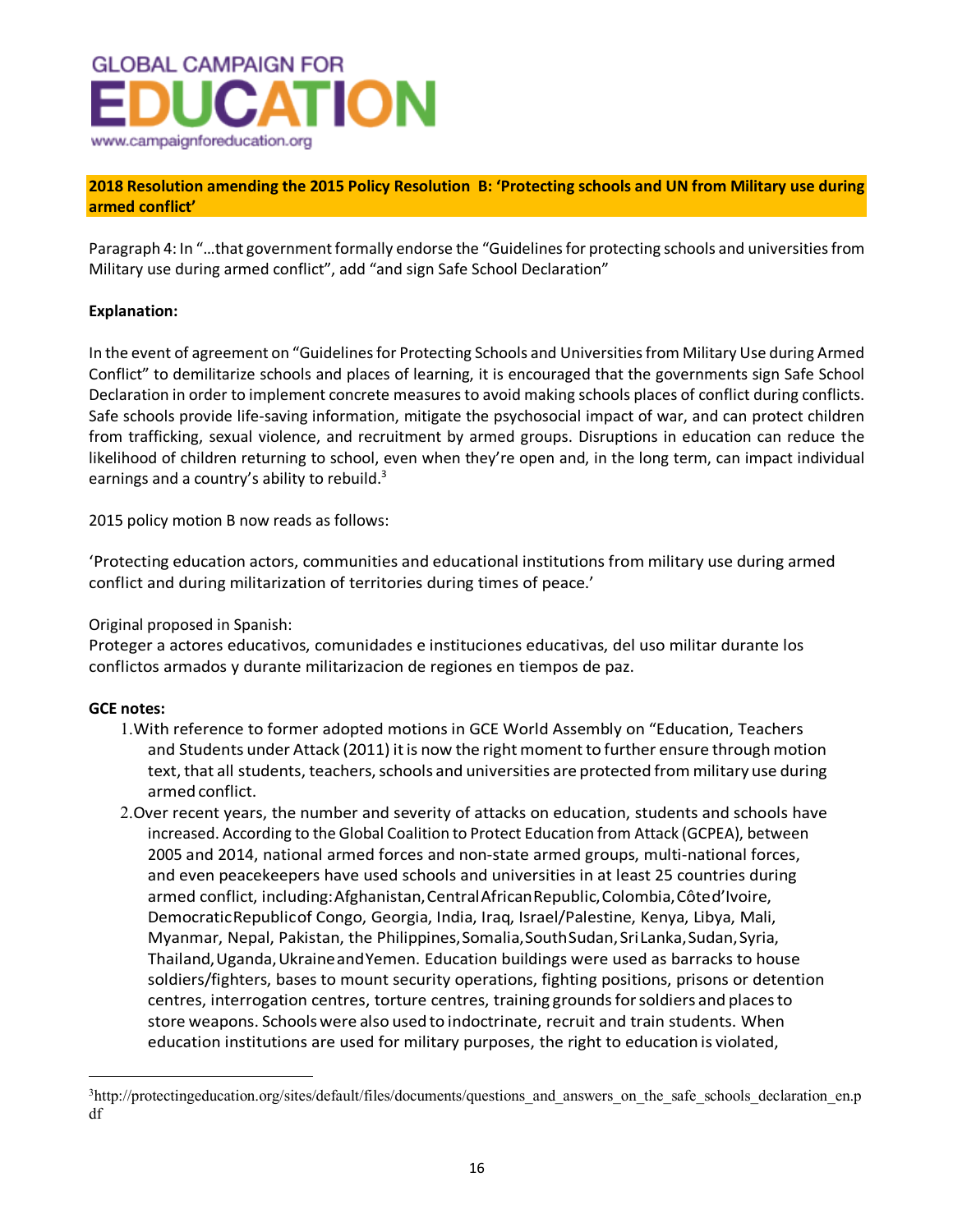GLOBAL CAMPAIGN FOR
EDUCATION
www.campaignforeducation.org

**2018 Resolution amending the 2015 Policy Resolution B: 'Protecting schools and UN from Military use during armed conflict'**

Paragraph 4: In "…that government formally endorse the "Guidelines for protecting schools and universities from Military use during armed conflict", add "and sign Safe School Declaration"

**Explanation:**

In the event of agreement on "Guidelines for Protecting Schools and Universities from Military Use during Armed Conflict" to demilitarize schools and places of learning, it is encouraged that the governments sign Safe School Declaration in order to implement concrete measures to avoid making schools places of conflict during conflicts. Safe schools provide life-saving information, mitigate the psychosocial impact of war, and can protect children from trafficking, sexual violence, and recruitment by armed groups. Disruptions in education can reduce the likelihood of children returning to school, even when they're open and, in the long term, can impact individual earnings and a country's ability to rebuild.[3]

2015 policy motion B now reads as follows:

'Protecting education actors, communities and educational institutions from military use during armed conflict and during militarization of territories during times of peace.'

Original proposed in Spanish:
Proteger a actores educativos, comunidades e instituciones educativas, del uso militar durante los conflictos armados y durante militarizacion de regiones en tiempos de paz.

**GCE notes:**

1. With reference to former adopted motions in GCE World Assembly on "Education, Teachers and Students under Attack (2011) it is now the right moment to further ensure through motion text, that all students, teachers, schools and universities are protected from military use during armed conflict.
2. Over recent years, the number and severity of attacks on education, students and schools have increased. According to the Global Coalition to Protect Education from Attack (GCPEA), between 2005 and 2014, national armed forces and non-state armed groups, multi-national forces, and even peacekeepers have used schools and universities in at least 25 countries during armed conflict, including: Afghanistan, Central African Republic, Colombia, Côte d'Ivoire, Democratic Republic of Congo, Georgia, India, Iraq, Israel/Palestine, Kenya, Libya, Mali, Myanmar, Nepal, Pakistan, the Philippines, Somalia, South Sudan, Sri Lanka, Sudan, Syria, Thailand, Uganda, Ukraine and Yemen. Education buildings were used as barracks to house soldiers/fighters, bases to mount security operations, fighting positions, prisons or detention centres, interrogation centres, torture centres, training grounds for soldiers and places to store weapons. Schools were also used to indoctrinate, recruit and train students. When education institutions are used for military purposes, the right to education is violated,

[3] http://protectingeducation.org/sites/default/files/documents/questions_and_answers_on_the_safe_schools_declaration_en.pdf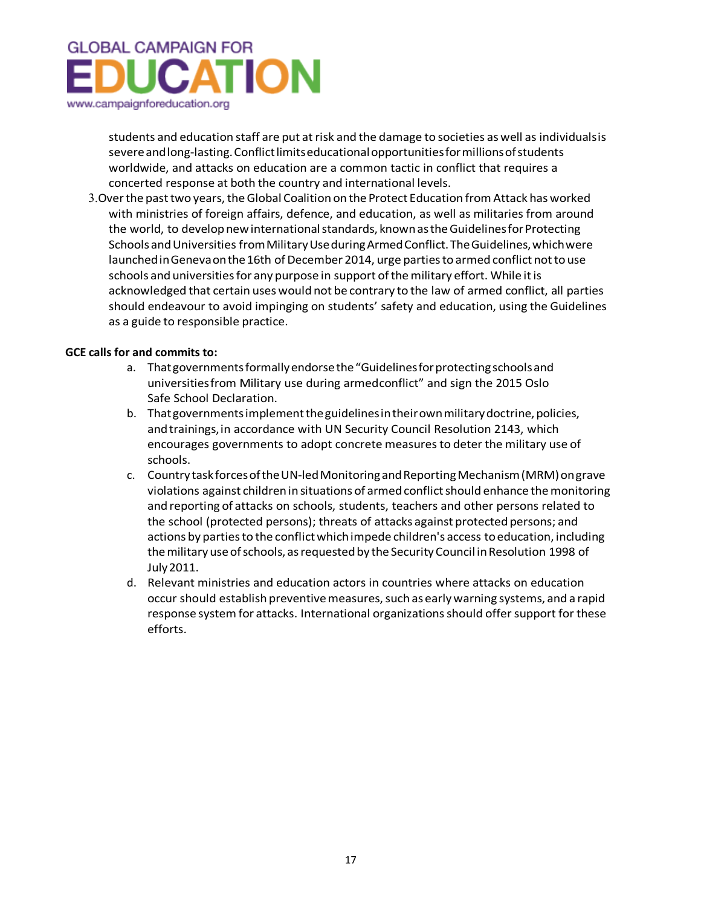students and education staff are put at risk and the damage to societies as well as individuals is severe and long-lasting. Conflict limits educational opportunities for millions of students worldwide, and attacks on education are a common tactic in conflict that requires a concerted response at both the country and international levels.

3. Over the past two years, the Global Coalition on the Protect Education from Attack has worked with ministries of foreign affairs, defence, and education, as well as militaries from around the world, to develop new international standards, known as the Guidelines for Protecting Schools and Universities from Military Use during Armed Conflict. The Guidelines, which were launched in Geneva on the 16th of December 2014, urge parties to armed conflict not to use schools and universities for any purpose in support of the military effort. While it is acknowledged that certain uses would not be contrary to the law of armed conflict, all parties should endeavour to avoid impinging on students' safety and education, using the Guidelines as a guide to responsible practice.

**GCE calls for and commits to:**

a. That governments formally endorse the "Guidelines for protecting schools and universities from Military use during armedconflict" and sign the 2015 Oslo Safe School Declaration.
b. That governments implement the guidelines in their own military doctrine, policies, and trainings, in accordance with UN Security Council Resolution 2143, which encourages governments to adopt concrete measures to deter the military use of schools.
c. Country task forces of the UN-led Monitoring and Reporting Mechanism (MRM) on grave violations against children in situations of armed conflict should enhance the monitoring and reporting of attacks on schools, students, teachers and other persons related to the school (protected persons); threats of attacks against protected persons; and actions by parties to the conflict which impede children's access to education, including the military use of schools, as requested by the Security Council in Resolution 1998 of July 2011.
d. Relevant ministries and education actors in countries where attacks on education occur should establish preventive measures, such as early warning systems, and a rapid response system for attacks. International organizations should offer support for these efforts.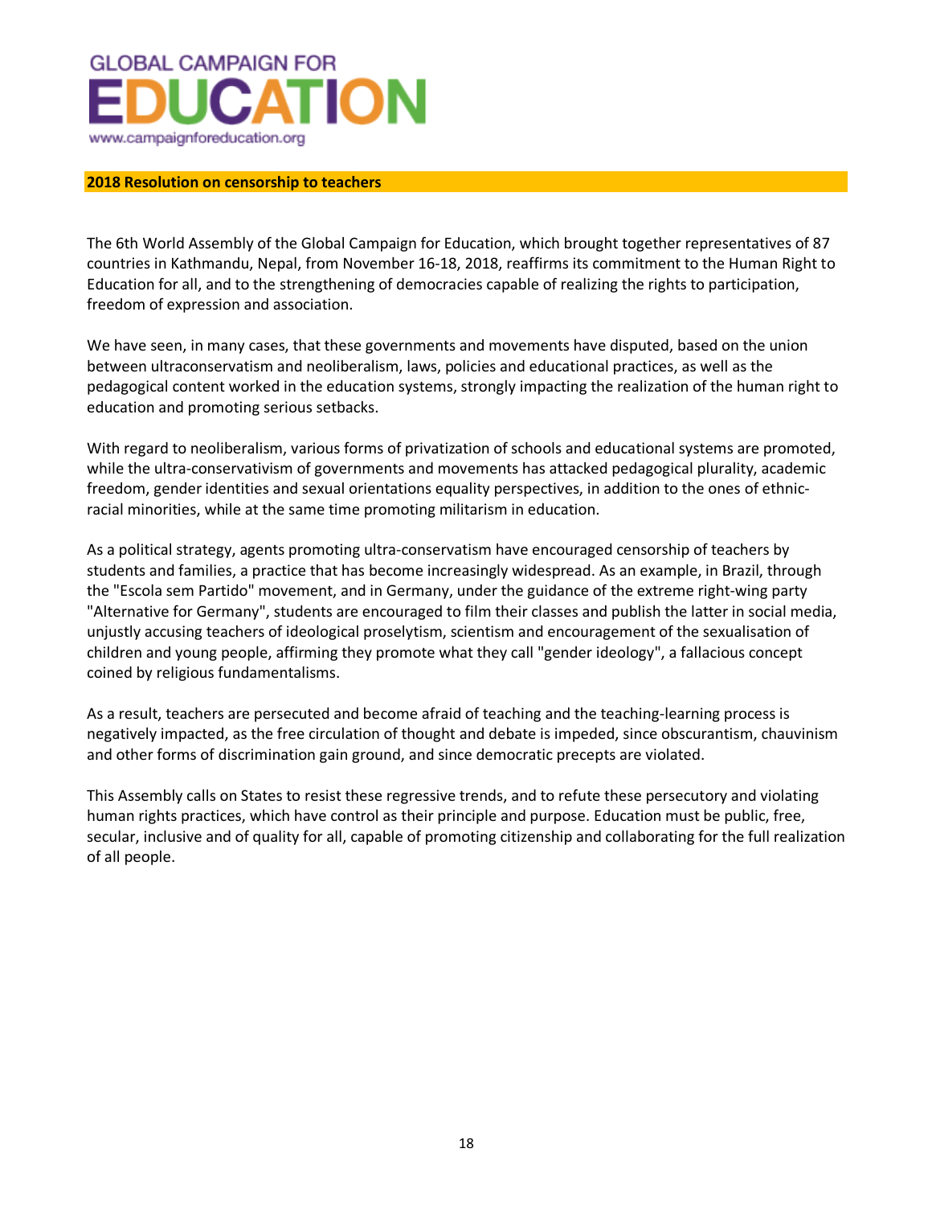GLOBAL CAMPAIGN FOR

EDUCATION

www.campaignforeducation.org

## 2018 Resolution on censorship to teachers

The 6th World Assembly of the Global Campaign for Education, which brought together representatives of 87 countries in Kathmandu, Nepal, from November 16-18, 2018, reaffirms its commitment to the Human Right to Education for all, and to the strengthening of democracies capable of realizing the rights to participation, freedom of expression and association.

We have seen, in many cases, that these governments and movements have disputed, based on the union between ultraconservatism and neoliberalism, laws, policies and educational practices, as well as the pedagogical content worked in the education systems, strongly impacting the realization of the human right to education and promoting serious setbacks.

With regard to neoliberalism, various forms of privatization of schools and educational systems are promoted, while the ultra-conservativism of governments and movements has attacked pedagogical plurality, academic freedom, gender identities and sexual orientations equality perspectives, in addition to the ones of ethnic-racial minorities, while at the same time promoting militarism in education.

As a political strategy, agents promoting ultra-conservatism have encouraged censorship of teachers by students and families, a practice that has become increasingly widespread. As an example, in Brazil, through the "Escola sem Partido" movement, and in Germany, under the guidance of the extreme right-wing party "Alternative for Germany", students are encouraged to film their classes and publish the latter in social media, unjustly accusing teachers of ideological proselytism, scientism and encouragement of the sexualisation of children and young people, affirming they promote what they call "gender ideology", a fallacious concept coined by religious fundamentalisms.

As a result, teachers are persecuted and become afraid of teaching and the teaching-learning process is negatively impacted, as the free circulation of thought and debate is impeded, since obscurantism, chauvinism and other forms of discrimination gain ground, and since democratic precepts are violated.

This Assembly calls on States to resist these regressive trends, and to refute these persecutory and violating human rights practices, which have control as their principle and purpose. Education must be public, free, secular, inclusive and of quality for all, capable of promoting citizenship and collaborating for the full realization of all people.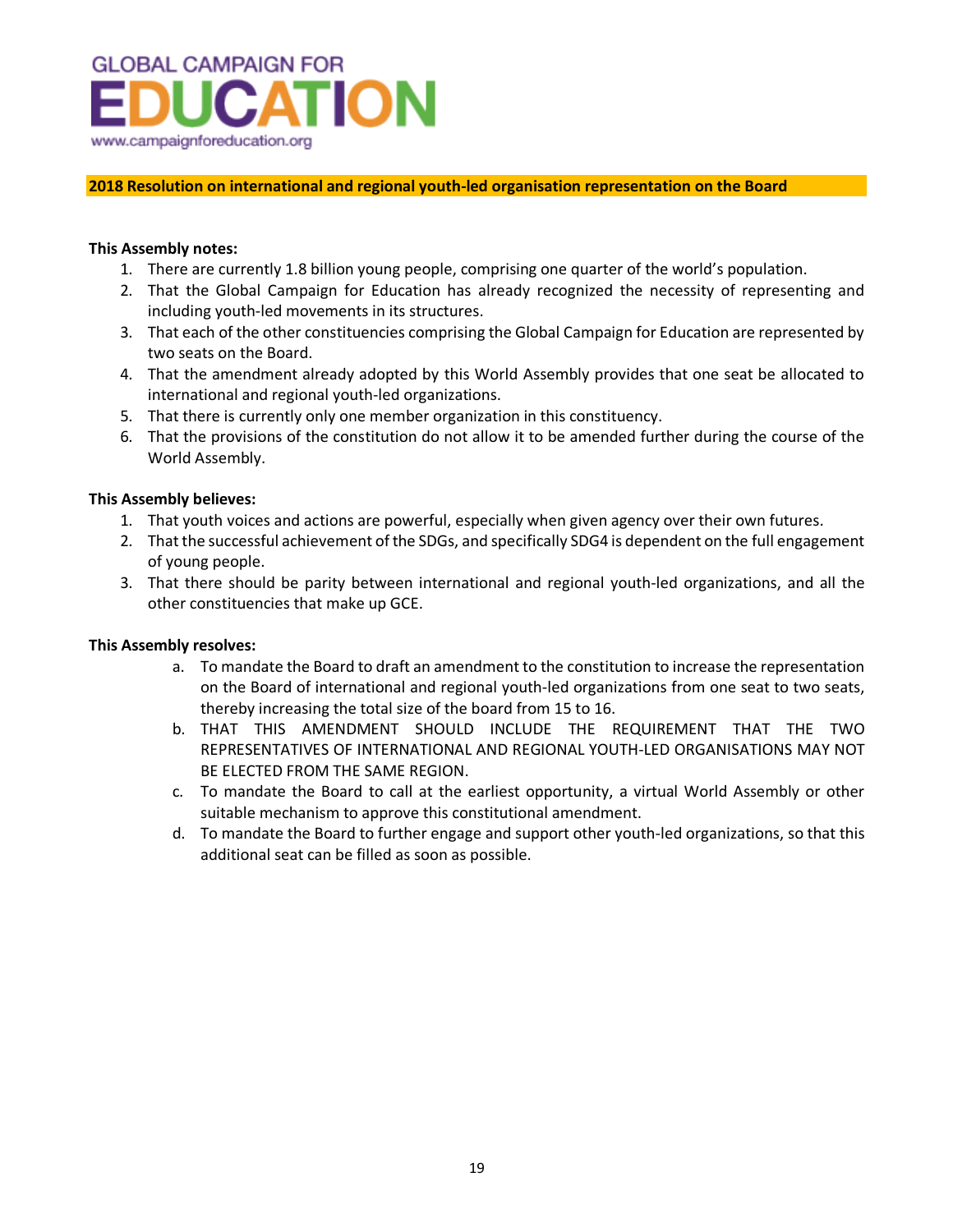GLOBAL CAMPAIGN FOR
EDUCATION
www.campaignforeducation.org

## 2018 Resolution on international and regional youth-led organisation representation on the Board

**This Assembly notes:**

1. There are currently 1.8 billion young people, comprising one quarter of the world's population.
2. That the Global Campaign for Education has already recognized the necessity of representing and including youth-led movements in its structures.
3. That each of the other constituencies comprising the Global Campaign for Education are represented by two seats on the Board.
4. That the amendment already adopted by this World Assembly provides that one seat be allocated to international and regional youth-led organizations.
5. That there is currently only one member organization in this constituency.
6. That the provisions of the constitution do not allow it to be amended further during the course of the World Assembly.

**This Assembly believes:**

1. That youth voices and actions are powerful, especially when given agency over their own futures.
2. That the successful achievement of the SDGs, and specifically SDG4 is dependent on the full engagement of young people.
3. That there should be parity between international and regional youth-led organizations, and all the other constituencies that make up GCE.

**This Assembly resolves:**

a. To mandate the Board to draft an amendment to the constitution to increase the representation on the Board of international and regional youth-led organizations from one seat to two seats, thereby increasing the total size of the board from 15 to 16.

b. THAT THIS AMENDMENT SHOULD INCLUDE THE REQUIREMENT THAT THE TWO REPRESENTATIVES OF INTERNATIONAL AND REGIONAL YOUTH-LED ORGANISATIONS MAY NOT BE ELECTED FROM THE SAME REGION.

c. To mandate the Board to call at the earliest opportunity, a virtual World Assembly or other suitable mechanism to approve this constitutional amendment.

d. To mandate the Board to further engage and support other youth-led organizations, so that this additional seat can be filled as soon as possible.